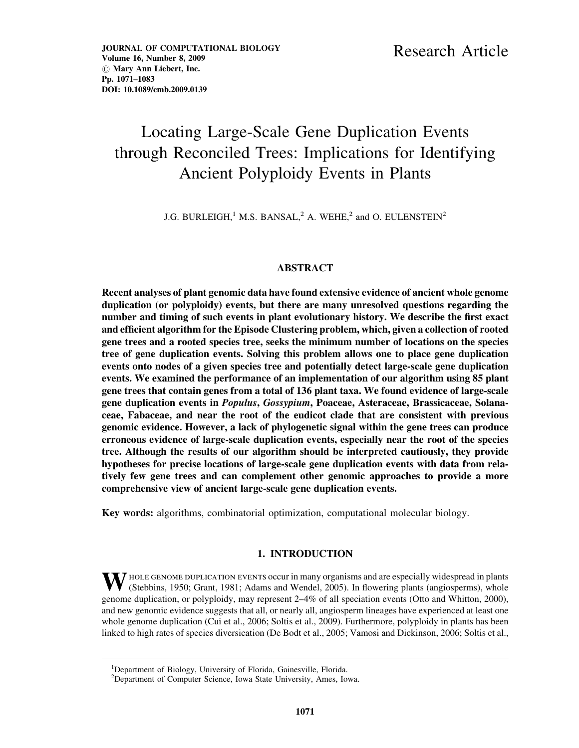Research Article

# Locating Large-Scale Gene Duplication Events through Reconciled Trees: Implications for Identifying Ancient Polyploidy Events in Plants

J.G. BURLEIGH,[1] M.S. BANSAL,[2] A. WEHE,[2] and O. EULENSTEIN[2]

## ABSTRACT

**Recent analyses of plant genomic data have found extensive evidence of ancient whole genome duplication (or polyploidy) events, but there are many unresolved questions regarding the number and timing of such events in plant evolutionary history. We describe the first exact and efficient algorithm for the Episode Clustering problem, which, given a collection of rooted gene trees and a rooted species tree, seeks the minimum number of locations on the species tree of gene duplication events. Solving this problem allows one to place gene duplication events onto nodes of a given species tree and potentially detect large-scale gene duplication events. We examined the performance of an implementation of our algorithm using 85 plant gene trees that contain genes from a total of 136 plant taxa. We found evidence of large-scale gene duplication events in *Populus*, *Gossypium*, Poaceae, Asteraceae, Brassicaceae, Solanaceae, Fabaceae, and near the root of the eudicot clade that are consistent with previous genomic evidence. However, a lack of phylogenetic signal within the gene trees can produce erroneous evidence of large-scale duplication events, especially near the root of the species tree. Although the results of our algorithm should be interpreted cautiously, they provide hypotheses for precise locations of large-scale gene duplication events with data from relatively few gene trees and can complement other genomic approaches to provide a more comprehensive view of ancient large-scale gene duplication events.**

**Key words:** algorithms, combinatorial optimization, computational molecular biology.

## 1. INTRODUCTION

Whole genome duplication events occur in many organisms and are especially widespread in plants (Stebbins, 1950; Grant, 1981; Adams and Wendel, 2005). In flowering plants (angiosperms), whole genome duplication, or polyploidy, may represent 2–4% of all speciation events (Otto and Whitton, 2000), and new genomic evidence suggests that all, or nearly all, angiosperm lineages have experienced at least one whole genome duplication (Cui et al., 2006; Soltis et al., 2009). Furthermore, polyploidy in plants has been linked to high rates of species diversication (De Bodt et al., 2005; Vamosi and Dickinson, 2006; Soltis et al.,

[1]Department of Biology, University of Florida, Gainesville, Florida.
[2]Department of Computer Science, Iowa State University, Ames, Iowa.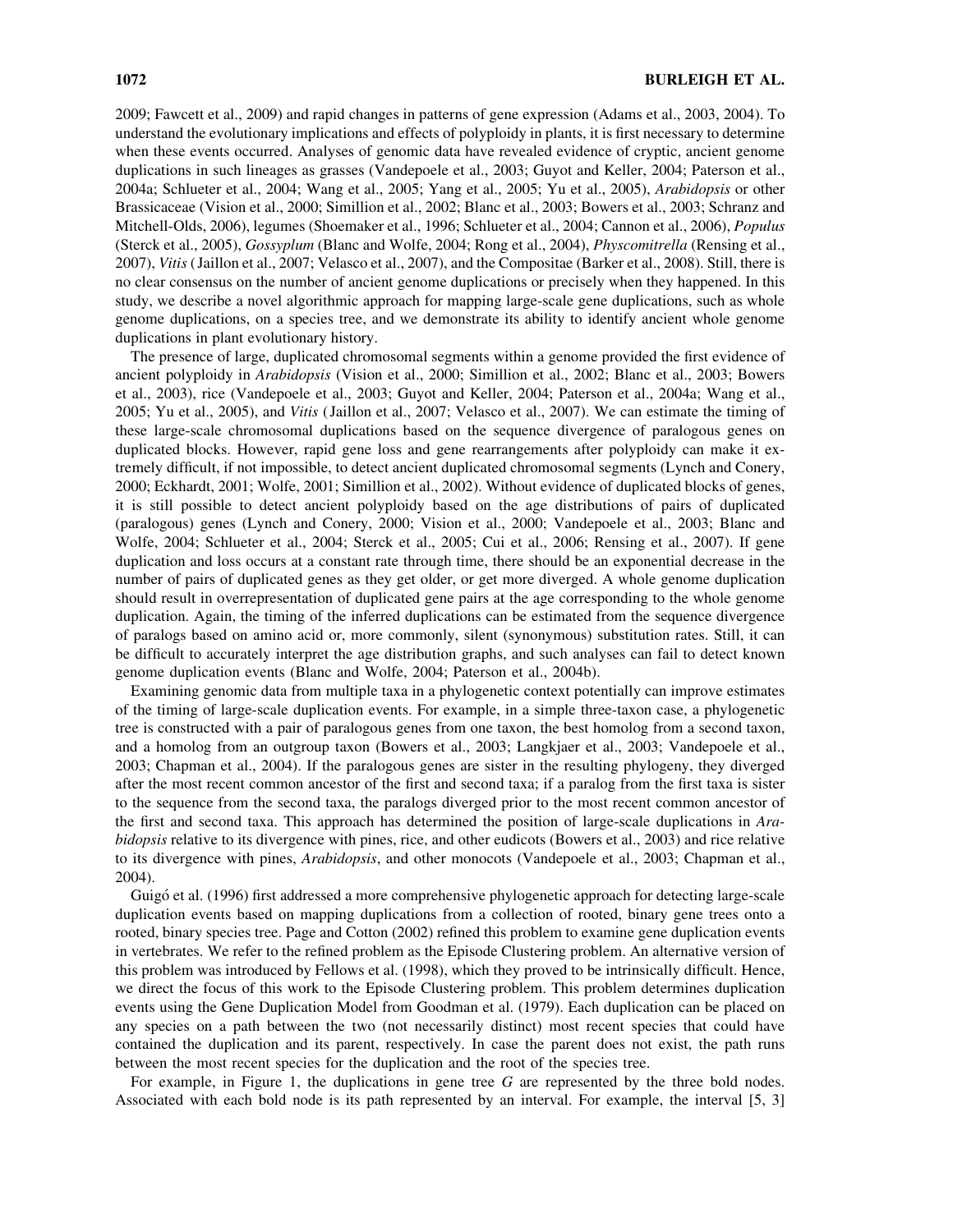2009; Fawcett et al., 2009) and rapid changes in patterns of gene expression (Adams et al., 2003, 2004). To understand the evolutionary implications and effects of polyploidy in plants, it is first necessary to determine when these events occurred. Analyses of genomic data have revealed evidence of cryptic, ancient genome duplications in such lineages as grasses (Vandepoele et al., 2003; Guyot and Keller, 2004; Paterson et al., 2004a; Schlueter et al., 2004; Wang et al., 2005; Yang et al., 2005; Yu et al., 2005), *Arabidopsis* or other Brassicaceae (Vision et al., 2000; Simillion et al., 2002; Blanc et al., 2003; Bowers et al., 2003; Schranz and Mitchell-Olds, 2006), legumes (Shoemaker et al., 1996; Schlueter et al., 2004; Cannon et al., 2006), *Populus* (Sterck et al., 2005), *Gossyplum* (Blanc and Wolfe, 2004; Rong et al., 2004), *Physcomitrella* (Rensing et al., 2007), *Vitis* (Jaillon et al., 2007; Velasco et al., 2007), and the Compositae (Barker et al., 2008). Still, there is no clear consensus on the number of ancient genome duplications or precisely when they happened. In this study, we describe a novel algorithmic approach for mapping large-scale gene duplications, such as whole genome duplications, on a species tree, and we demonstrate its ability to identify ancient whole genome duplications in plant evolutionary history.

The presence of large, duplicated chromosomal segments within a genome provided the first evidence of ancient polyploidy in *Arabidopsis* (Vision et al., 2000; Simillion et al., 2002; Blanc et al., 2003; Bowers et al., 2003), rice (Vandepoele et al., 2003; Guyot and Keller, 2004; Paterson et al., 2004a; Wang et al., 2005; Yu et al., 2005), and *Vitis* (Jaillon et al., 2007; Velasco et al., 2007). We can estimate the timing of these large-scale chromosomal duplications based on the sequence divergence of paralogous genes on duplicated blocks. However, rapid gene loss and gene rearrangements after polyploidy can make it extremely difficult, if not impossible, to detect ancient duplicated chromosomal segments (Lynch and Conery, 2000; Eckhardt, 2001; Wolfe, 2001; Simillion et al., 2002). Without evidence of duplicated blocks of genes, it is still possible to detect ancient polyploidy based on the age distributions of pairs of duplicated (paralogous) genes (Lynch and Conery, 2000; Vision et al., 2000; Vandepoele et al., 2003; Blanc and Wolfe, 2004; Schlueter et al., 2004; Sterck et al., 2005; Cui et al., 2006; Rensing et al., 2007). If gene duplication and loss occurs at a constant rate through time, there should be an exponential decrease in the number of pairs of duplicated genes as they get older, or get more diverged. A whole genome duplication should result in overrepresentation of duplicated gene pairs at the age corresponding to the whole genome duplication. Again, the timing of the inferred duplications can be estimated from the sequence divergence of paralogs based on amino acid or, more commonly, silent (synonymous) substitution rates. Still, it can be difficult to accurately interpret the age distribution graphs, and such analyses can fail to detect known genome duplication events (Blanc and Wolfe, 2004; Paterson et al., 2004b).

Examining genomic data from multiple taxa in a phylogenetic context potentially can improve estimates of the timing of large-scale duplication events. For example, in a simple three-taxon case, a phylogenetic tree is constructed with a pair of paralogous genes from one taxon, the best homolog from a second taxon, and a homolog from an outgroup taxon (Bowers et al., 2003; Langkjaer et al., 2003; Vandepoele et al., 2003; Chapman et al., 2004). If the paralogous genes are sister in the resulting phylogeny, they diverged after the most recent common ancestor of the first and second taxa; if a paralog from the first taxa is sister to the sequence from the second taxa, the paralogs diverged prior to the most recent common ancestor of the first and second taxa. This approach has determined the position of large-scale duplications in *Arabidopsis* relative to its divergence with pines, rice, and other eudicots (Bowers et al., 2003) and rice relative to its divergence with pines, *Arabidopsis*, and other monocots (Vandepoele et al., 2003; Chapman et al., 2004).

Guigó et al. (1996) first addressed a more comprehensive phylogenetic approach for detecting large-scale duplication events based on mapping duplications from a collection of rooted, binary gene trees onto a rooted, binary species tree. Page and Cotton (2002) refined this problem to examine gene duplication events in vertebrates. We refer to the refined problem as the Episode Clustering problem. An alternative version of this problem was introduced by Fellows et al. (1998), which they proved to be intrinsically difficult. Hence, we direct the focus of this work to the Episode Clustering problem. This problem determines duplication events using the Gene Duplication Model from Goodman et al. (1979). Each duplication can be placed on any species on a path between the two (not necessarily distinct) most recent species that could have contained the duplication and its parent, respectively. In case the parent does not exist, the path runs between the most recent species for the duplication and the root of the species tree.

For example, in Figure 1, the duplications in gene tree $G$ are represented by the three bold nodes. Associated with each bold node is its path represented by an interval. For example, the interval [5, 3]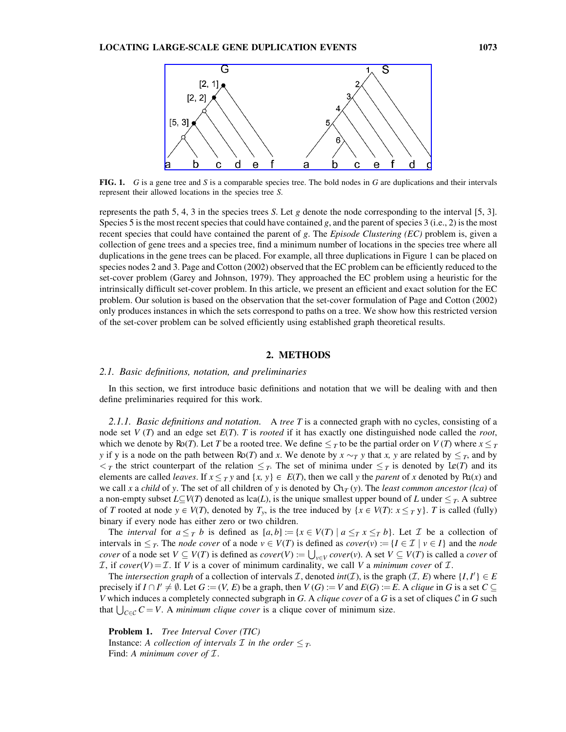FIG. 1. *G* is a gene tree and *S* is a comparable species tree. The bold nodes in *G* are duplications and their intervals represent their allowed locations in the species tree *S*.

represents the path 5, 4, 3 in the species trees *S*. Let *g* denote the node corresponding to the interval [5, 3]. Species 5 is the most recent species that could have contained *g*, and the parent of species 3 (i.e., 2) is the most recent species that could have contained the parent of *g*. The *Episode Clustering (EC)* problem is, given a collection of gene trees and a species tree, find a minimum number of locations in the species tree where all duplications in the gene trees can be placed. For example, all three duplications in Figure 1 can be placed on species nodes 2 and 3. Page and Cotton (2002) observed that the EC problem can be efficiently reduced to the set-cover problem (Garey and Johnson, 1979). They approached the EC problem using a heuristic for the intrinsically difficult set-cover problem. In this article, we present an efficient and exact solution for the EC problem. Our solution is based on the observation that the set-cover formulation of Page and Cotton (2002) only produces instances in which the sets correspond to paths on a tree. We show how this restricted version of the set-cover problem can be solved efficiently using established graph theoretical results.

## 2. METHODS

### 2.1. Basic definitions, notation, and preliminaries

In this section, we first introduce basic definitions and notation that we will be dealing with and then define preliminaries required for this work.

#### 2.1.1. Basic definitions and notation.

A *tree* $T$ is a connected graph with no cycles, consisting of a node set $V(T)$ and an edge set $E(T)$. $T$ is *rooted* if it has exactly one distinguished node called the *root*, which we denote by $\mathrm{Ro}(T)$. Let $T$ be a rooted tree. We define $\leq_T$ to be the partial order on $V(T)$ where $x \leq_T y$ if y is a node on the path between $\mathrm{Ro}(T)$ and $x$. We denote by $x \sim_T y$ that $x$, $y$ are related by $\leq_T$, and by $<_T$ the strict counterpart of the relation $\leq_T$. The set of minima under $\leq_T$ is denoted by $\mathrm{Le}(T)$ and its elements are called *leaves*. If $x \leq_T y$ and $\{x, y\} \in E(T)$, then we call $y$ the *parent* of $x$ denoted by $\mathrm{Pa}(x)$ and we call $x$ a *child* of $y$. The set of all children of $y$ is denoted by $\mathrm{Ch}_T(y)$. The *least common ancestor (lca)* of a non-empty subset $L \subseteq V(T)$ denoted as $\mathrm{lca}(L)$, is the unique smallest upper bound of $L$ under $\leq_T$. A subtree of $T$ rooted at node $y \in V(T)$, denoted by $T_y$, is the tree induced by $\{x \in V(T)\colon x \leq_T y\}$. $T$ is called (fully) binary if every node has either zero or two children.

The *interval* for $a \leq_T b$ is defined as $[a, b] := \{x \in V(T) \mid a \leq_T x \leq_T b\}$. Let $\mathcal{I}$ be a collection of intervals in $\leq_T$. The *node cover* of a node $v \in V(T)$ is defined as $cover(v) := \{I \in \mathcal{I} \mid v \in I\}$ and the *node cover* of a node set $V \subseteq V(T)$ is defined as $cover(V) := \bigcup_{v \in V} cover(v)$. A set $V \subseteq V(T)$ is called a *cover* of $\mathcal{I}$, if $cover(V) = \mathcal{I}$. If $V$ is a cover of minimum cardinality, we call $V$ a *minimum cover* of $\mathcal{I}$.

The *intersection graph* of a collection of intervals $\mathcal{I}$, denoted $int(\mathcal{I})$, is the graph $(\mathcal{I}, E)$ where $\{I, I'\} \in E$ precisely if $I \cap I' \neq \emptyset$. Let $G := (V, E)$ be a graph, then $V(G) := V$ and $E(G) := E$. A *clique* in $G$ is a set $C \subseteq V$ which induces a completely connected subgraph in $G$. A *clique cover* of a $G$ is a set of cliques $\mathcal{C}$ in $G$ such that $\bigcup_{C \in \mathcal{C}} C = V$. A *minimum clique cover* is a clique cover of minimum size.

**Problem 1.** *Tree Interval Cover (TIC)*
Instance: *A collection of intervals $\mathcal{I}$ in the order $\leq_T$.*
Find: *A minimum cover of $\mathcal{I}$.*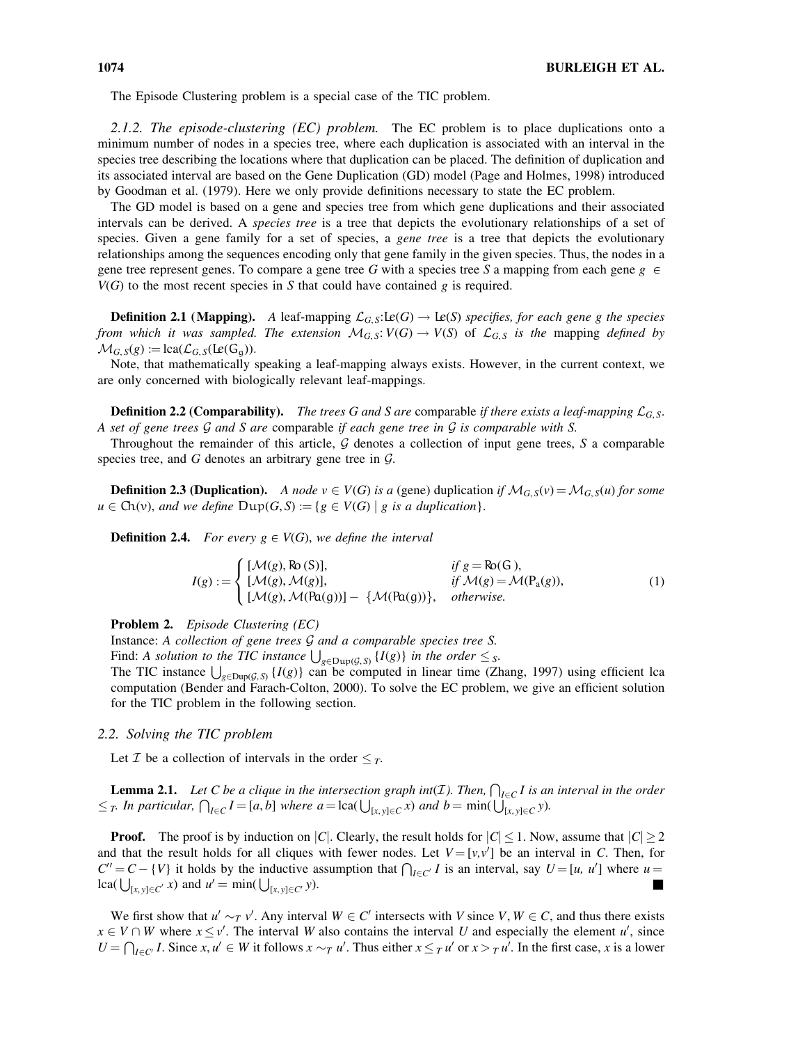The Episode Clustering problem is a special case of the TIC problem.

### 2.1.2. The episode-clustering (EC) problem.

The EC problem is to place duplications onto a minimum number of nodes in a species tree, where each duplication is associated with an interval in the species tree describing the locations where that duplication can be placed. The definition of duplication and its associated interval are based on the Gene Duplication (GD) model (Page and Holmes, 1998) introduced by Goodman et al. (1979). Here we only provide definitions necessary to state the EC problem.

The GD model is based on a gene and species tree from which gene duplications and their associated intervals can be derived. A *species tree* is a tree that depicts the evolutionary relationships of a set of species. Given a gene family for a set of species, a *gene tree* is a tree that depicts the evolutionary relationships among the sequences encoding only that gene family in the given species. Thus, the nodes in a gene tree represent genes. To compare a gene tree $G$ with a species tree $S$ a mapping from each gene $g \in V(G)$ to the most recent species in $S$ that could have contained $g$ is required.

**Definition 2.1 (Mapping).** *A leaf-mapping* $\mathcal{L}_{G,S}$:$\text{Le}(G) \rightarrow \text{Le}(S)$ *specifies, for each gene g the species from which it was sampled. The extension* $\mathcal{M}_{G,S}$: $V(G) \rightarrow V(S)$ *of* $\mathcal{L}_{G,S}$ *is the* mapping *defined by* $\mathcal{M}_{G,S}(g) := \text{lca}(\mathcal{L}_{G,S}(\text{Le}(G_g))$.

Note, that mathematically speaking a leaf-mapping always exists. However, in the current context, we are only concerned with biologically relevant leaf-mappings.

**Definition 2.2 (Comparability).** *The trees G and S are* comparable *if there exists a leaf-mapping* $\mathcal{L}_{G,S}$. *A set of gene trees* $\mathcal{G}$ *and S are* comparable *if each gene tree in* $\mathcal{G}$ *is comparable with S.*

Throughout the remainder of this article, $\mathcal{G}$ denotes a collection of input gene trees, $S$ a comparable species tree, and $G$ denotes an arbitrary gene tree in $\mathcal{G}$.

**Definition 2.3 (Duplication).** *A node* $v \in V(G)$ *is a* (gene) duplication *if* $\mathcal{M}_{G,S}(v) = \mathcal{M}_{G,S}(u)$ *for some* $u \in \text{Ch}(v)$, *and we define* $\text{Dup}(G,S) := \{g \in V(G) \mid g \text{ is a duplication}\}$.

**Definition 2.4.** *For every* $g \in V(G)$, *we define the interval*

$$I(g) := \begin{cases} [\mathcal{M}(g), \text{Ro}(S)], & \text{if } g = \text{Ro}(G), \\ [\mathcal{M}(g), \mathcal{M}(g)], & \text{if } \mathcal{M}(g) = \mathcal{M}(\text{P}_a(g)), \\ [\mathcal{M}(g), \mathcal{M}(\text{Pa}(g))] - \{\mathcal{M}(\text{Pa}(g))\}, & \text{otherwise.} \end{cases} \quad (1)$$

**Problem 2.** *Episode Clustering (EC)*

Instance: *A collection of gene trees* $\mathcal{G}$ *and a comparable species tree S.*

Find: *A solution to the TIC instance* $\bigcup_{g \in \text{Dup}(\mathcal{G},S)} \{I(g)\}$ *in the order* $\leq_S$.

The TIC instance $\bigcup_{g \in \text{Dup}(\mathcal{G},S)} \{I(g)\}$ can be computed in linear time (Zhang, 1997) using efficient lca computation (Bender and Farach-Colton, 2000). To solve the EC problem, we give an efficient solution for the TIC problem in the following section.

## 2.2. Solving the TIC problem

Let $\mathcal{I}$ be a collection of intervals in the order $\leq_T$.

**Lemma 2.1.** *Let C be a clique in the intersection graph* $\text{int}(\mathcal{I})$. *Then,* $\bigcap_{I \in C} I$ *is an interval in the order* $\leq_T$. *In particular,* $\bigcap_{I \in C} I = [a,b]$ *where* $a = \text{lca}(\bigcup_{[x,y] \in C} x)$ *and* $b = \min(\bigcup_{[x,y] \in C} y)$.

**Proof.** The proof is by induction on $|C|$. Clearly, the result holds for $|C| \leq 1$. Now, assume that $|C| \geq 2$ and that the result holds for all cliques with fewer nodes. Let $V = [v,v']$ be an interval in $C$. Then, for $C'' = C - \{V\}$ it holds by the inductive assumption that $\bigcap_{I \in C'} I$ is an interval, say $U = [u, u']$ where $u = \text{lca}(\bigcup_{[x,y] \in C'} x)$ and $u' = \min(\bigcup_{[x,y] \in C'} y)$. ■

We first show that $u' \sim_T v'$. Any interval $W \in C'$ intersects with $V$ since $V, W \in C$, and thus there exists $x \in V \cap W$ where $x \leq v'$. The interval $W$ also contains the interval $U$ and especially the element $u'$, since $U = \bigcap_{I \in C'} I$. Since $x, u' \in W$ it follows $x \sim_T u'$. Thus either $x \leq_T u'$ or $x >_T u'$. In the first case, $x$ is a lower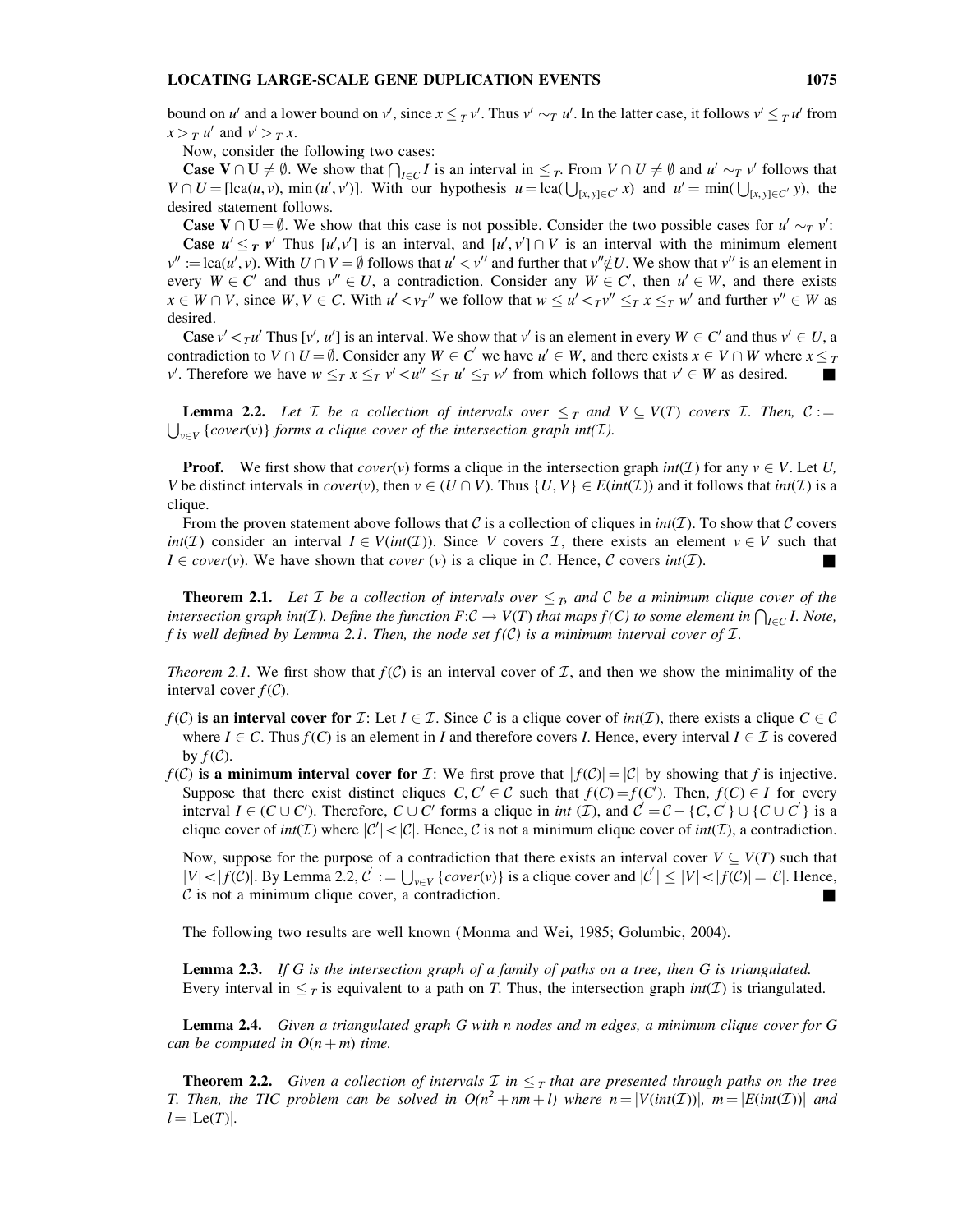bound on $u'$ and a lower bound on $v'$, since $x \leq_T v'$. Thus $v' \sim_T u'$. In the latter case, it follows $v' \leq_T u'$ from $x >_T u'$ and $v' >_T x$.

Now, consider the following two cases:

**Case $\mathbf{V \cap U \neq \emptyset}$.** We show that $\bigcap_{I \in C} I$ is an interval in $\leq_T$. From $V \cap U \neq \emptyset$ and $u' \sim_T v'$ follows that $V \cap U = [\text{lca}(u, v), \min(u', v')]$. With our hypothesis $u = \text{lca}(\bigcup_{[x,y] \in C'} x)$ and $u' = \min(\bigcup_{[x,y] \in C'} y)$, the desired statement follows.

**Case $\mathbf{V \cap U = \emptyset}$.** We show that this case is not possible. Consider the two possible cases for $u' \sim_T v'$:

**Case $\boldsymbol{u' \leq_T v'}$** Thus $[u', v']$ is an interval, and $[u', v'] \cap V$ is an interval with the minimum element $v'' := \text{lca}(u', v)$. With $U \cap V = \emptyset$ follows that $u' < v''$ and further that $v'' \notin U$. We show that $v''$ is an element in every $W \in C'$ and thus $v'' \in U$, a contradiction. Consider any $W \in C'$, then $u' \in W$, and there exists $x \in W \cap V$, since $W, V \in C$. With $u' < v_T''$ we follow that $w \leq u' <_T v'' \leq_T x \leq_T w'$ and further $v'' \in W$ as desired.

**Case** $v' <_T u'$ Thus $[v', u']$ is an interval. We show that $v'$ is an element in every $W \in C'$ and thus $v' \in U$, a contradiction to $V \cap U = \emptyset$. Consider any $W \in C'$ we have $u' \in W$, and there exists $x \in V \cap W$ where $x \leq_T v'$. Therefore we have $w \leq_T x \leq_T v' < u'' \leq_T u' \leq_T w'$ from which follows that $v' \in W$ as desired. ∎

**Lemma 2.2.** *Let $\mathcal{I}$ be a collection of intervals over $\leq_T$ and $V \subseteq V(T)$ covers $\mathcal{I}$. Then, $\mathcal{C} := \bigcup_{v \in V} \{cover(v)\}$ forms a clique cover of the intersection graph $int(\mathcal{I})$.*

**Proof.** We first show that $cover(v)$ forms a clique in the intersection graph $int(\mathcal{I})$ for any $v \in V$. Let $U$, $V$ be distinct intervals in $cover(v)$, then $v \in (U \cap V)$. Thus $\{U, V\} \in E(int(\mathcal{I}))$ and it follows that $int(\mathcal{I})$ is a clique.

From the proven statement above follows that $\mathcal{C}$ is a collection of cliques in $int(\mathcal{I})$. To show that $\mathcal{C}$ covers $int(\mathcal{I})$ consider an interval $I \in V(int(\mathcal{I}))$. Since $V$ covers $\mathcal{I}$, there exists an element $v \in V$ such that $I \in cover(v)$. We have shown that $cover\ (v)$ is a clique in $\mathcal{C}$. Hence, $\mathcal{C}$ covers $int(\mathcal{I})$. ∎

**Theorem 2.1.** *Let $\mathcal{I}$ be a collection of intervals over $\leq_T$, and $\mathcal{C}$ be a minimum clique cover of the intersection graph $int(\mathcal{I})$. Define the function $F: \mathcal{C} \to V(T)$ that maps $f(C)$ to some element in $\bigcap_{I \in C} I$. Note, $f$ is well defined by Lemma 2.1. Then, the node set $f(\mathcal{C})$ is a minimum interval cover of $\mathcal{I}$.*

*Theorem 2.1.* We first show that $f(\mathcal{C})$ is an interval cover of $\mathcal{I}$, and then we show the minimality of the interval cover $f(\mathcal{C})$.

- $f(\mathcal{C})$ **is an interval cover for** $\mathcal{I}$: Let $I \in \mathcal{I}$. Since $\mathcal{C}$ is a clique cover of $int(\mathcal{I})$, there exists a clique $C \in \mathcal{C}$ where $I \in C$. Thus $f(C)$ is an element in $I$ and therefore covers $I$. Hence, every interval $I \in \mathcal{I}$ is covered by $f(\mathcal{C})$.
- $f(\mathcal{C})$ **is a minimum interval cover for** $\mathcal{I}$: We first prove that $|f(\mathcal{C})| = |\mathcal{C}|$ by showing that $f$ is injective. Suppose that there exist distinct cliques $C, C' \in \mathcal{C}$ such that $f(C) = f(C')$. Then, $f(C) \in I$ for every interval $I \in (C \cup C')$. Therefore, $C \cup C'$ forms a clique in $int\ (\mathcal{I})$, and $\mathcal{C}' = \mathcal{C} - \{C, C'\} \cup \{C \cup C'\}$ is a clique cover of $int(\mathcal{I})$ where $|\mathcal{C}'| < |\mathcal{C}|$. Hence, $\mathcal{C}$ is not a minimum clique cover of $int(\mathcal{I})$, a contradiction.

  Now, suppose for the purpose of a contradiction that there exists an interval cover $V \subseteq V(T)$ such that $|V| < |f(\mathcal{C})|$. By Lemma 2.2, $\mathcal{C}' := \bigcup_{v \in V} \{cover(v)\}$ is a clique cover and $|\mathcal{C}'| \leq |V| < |f(\mathcal{C})| = |\mathcal{C}|$. Hence, $\mathcal{C}$ is not a minimum clique cover, a contradiction. ∎

The following two results are well known (Monma and Wei, 1985; Golumbic, 2004).

**Lemma 2.3.** *If $G$ is the intersection graph of a family of paths on a tree, then $G$ is triangulated.*
Every interval in $\leq_T$ is equivalent to a path on $T$. Thus, the intersection graph $int(\mathcal{I})$ is triangulated.

**Lemma 2.4.** *Given a triangulated graph $G$ with $n$ nodes and $m$ edges, a minimum clique cover for $G$ can be computed in $O(n + m)$ time.*

**Theorem 2.2.** *Given a collection of intervals $\mathcal{I}$ in $\leq_T$ that are presented through paths on the tree $T$. Then, the TIC problem can be solved in $O(n^2 + nm + l)$ where $n = |V(int(\mathcal{I}))|$, $m = |E(int(\mathcal{I}))|$ and $l = |\text{Le}(T)|$.*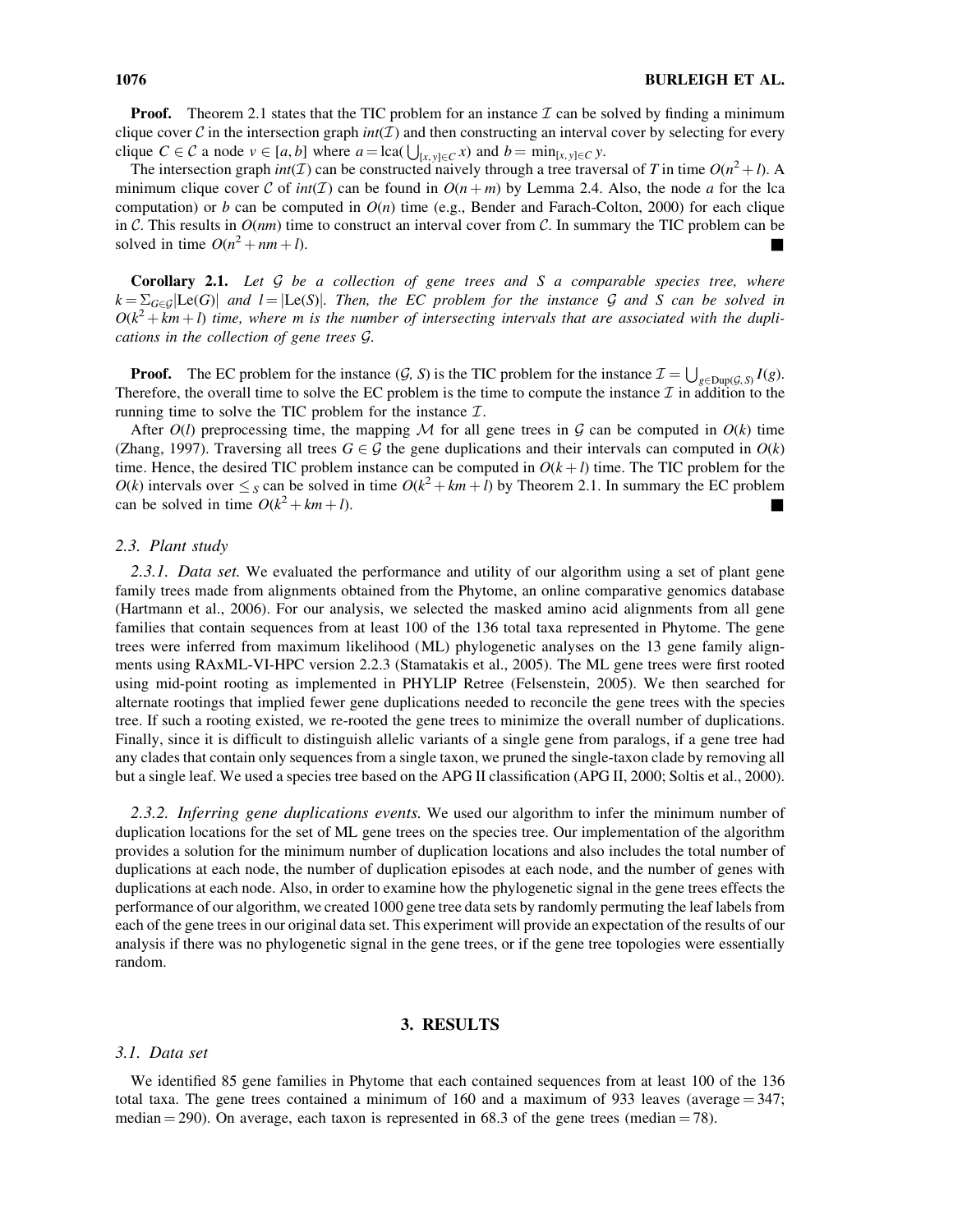**Proof.** Theorem 2.1 states that the TIC problem for an instance $\mathcal{I}$ can be solved by finding a minimum clique cover $\mathcal{C}$ in the intersection graph $int(\mathcal{I})$ and then constructing an interval cover by selecting for every clique $C \in \mathcal{C}$ a node $v \in [a, b]$ where $a = \text{lca}(\bigcup_{[x,y] \in C} x)$ and $b = \min_{[x,y] \in C} y$.

The intersection graph $int(\mathcal{I})$ can be constructed naively through a tree traversal of $T$ in time $O(n^2 + l)$. A minimum clique cover $\mathcal{C}$ of $int(\mathcal{I})$ can be found in $O(n + m)$ by Lemma 2.4. Also, the node $a$ for the lca computation) or $b$ can be computed in $O(n)$ time (e.g., Bender and Farach-Colton, 2000) for each clique in $\mathcal{C}$. This results in $O(nm)$ time to construct an interval cover from $\mathcal{C}$. In summary the TIC problem can be solved in time $O(n^2 + nm + l)$. ∎

**Corollary 2.1.** *Let $\mathcal{G}$ be a collection of gene trees and $S$ a comparable species tree, where $k = \Sigma_{G \in \mathcal{G}} |\text{Le}(G)|$ and $l = |\text{Le}(S)|$. Then, the EC problem for the instance $\mathcal{G}$ and $S$ can be solved in $O(k^2 + km + l)$ time, where $m$ is the number of intersecting intervals that are associated with the duplications in the collection of gene trees $\mathcal{G}$.*

**Proof.** The EC problem for the instance $(\mathcal{G}, S)$ is the TIC problem for the instance $\mathcal{I} = \bigcup_{g \in \text{Dup}(\mathcal{G}, S)} I(g)$. Therefore, the overall time to solve the EC problem is the time to compute the instance $\mathcal{I}$ in addition to the running time to solve the TIC problem for the instance $\mathcal{I}$.

After $O(l)$ preprocessing time, the mapping $\mathcal{M}$ for all gene trees in $\mathcal{G}$ can be computed in $O(k)$ time (Zhang, 1997). Traversing all trees $G \in \mathcal{G}$ the gene duplications and their intervals can computed in $O(k)$ time. Hence, the desired TIC problem instance can be computed in $O(k + l)$ time. The TIC problem for the $O(k)$ intervals over $\leq_S$ can be solved in time $O(k^2 + km + l)$ by Theorem 2.1. In summary the EC problem can be solved in time $O(k^2 + km + l)$. ∎

### 2.3. Plant study

*2.3.1. Data set.* We evaluated the performance and utility of our algorithm using a set of plant gene family trees made from alignments obtained from the Phytome, an online comparative genomics database (Hartmann et al., 2006). For our analysis, we selected the masked amino acid alignments from all gene families that contain sequences from at least 100 of the 136 total taxa represented in Phytome. The gene trees were inferred from maximum likelihood (ML) phylogenetic analyses on the 13 gene family alignments using RAxML-VI-HPC version 2.2.3 (Stamatakis et al., 2005). The ML gene trees were first rooted using mid-point rooting as implemented in PHYLIP Retree (Felsenstein, 2005). We then searched for alternate rootings that implied fewer gene duplications needed to reconcile the gene trees with the species tree. If such a rooting existed, we re-rooted the gene trees to minimize the overall number of duplications. Finally, since it is difficult to distinguish allelic variants of a single gene from paralogs, if a gene tree had any clades that contain only sequences from a single taxon, we pruned the single-taxon clade by removing all but a single leaf. We used a species tree based on the APG II classification (APG II, 2000; Soltis et al., 2000).

*2.3.2. Inferring gene duplications events.* We used our algorithm to infer the minimum number of duplication locations for the set of ML gene trees on the species tree. Our implementation of the algorithm provides a solution for the minimum number of duplication locations and also includes the total number of duplications at each node, the number of duplication episodes at each node, and the number of genes with duplications at each node. Also, in order to examine how the phylogenetic signal in the gene trees effects the performance of our algorithm, we created 1000 gene tree data sets by randomly permuting the leaf labels from each of the gene trees in our original data set. This experiment will provide an expectation of the results of our analysis if there was no phylogenetic signal in the gene trees, or if the gene tree topologies were essentially random.

## 3. RESULTS

### 3.1. Data set

We identified 85 gene families in Phytome that each contained sequences from at least 100 of the 136 total taxa. The gene trees contained a minimum of 160 and a maximum of 933 leaves (average = 347; median = 290). On average, each taxon is represented in 68.3 of the gene trees (median = 78).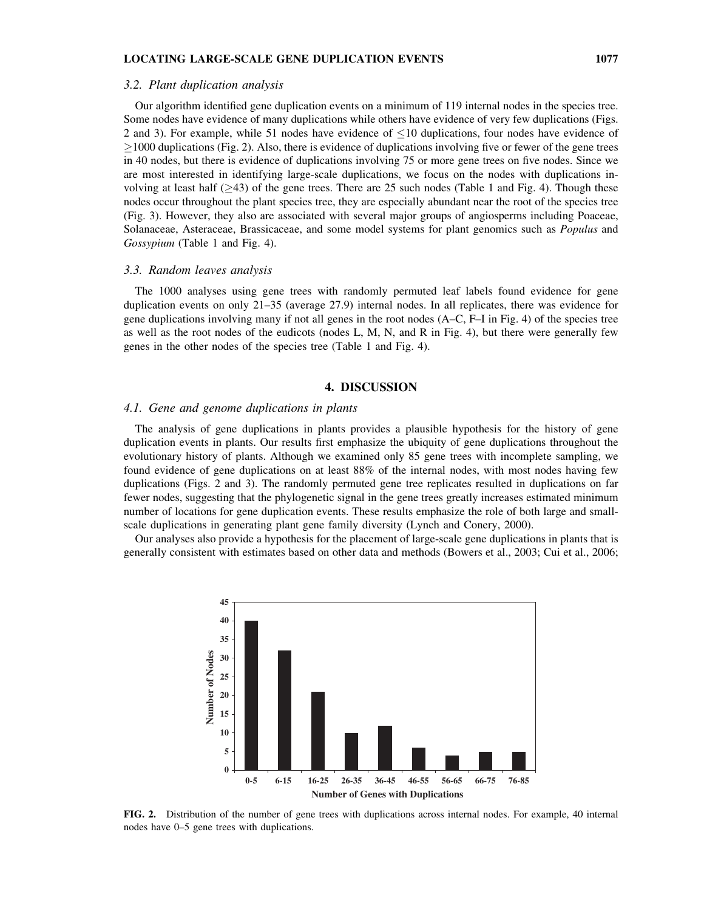### 3.2. Plant duplication analysis

Our algorithm identified gene duplication events on a minimum of 119 internal nodes in the species tree. Some nodes have evidence of many duplications while others have evidence of very few duplications (Figs. 2 and 3). For example, while 51 nodes have evidence of $\leq$10 duplications, four nodes have evidence of $\geq$1000 duplications (Fig. 2). Also, there is evidence of duplications involving five or fewer of the gene trees in 40 nodes, but there is evidence of duplications involving 75 or more gene trees on five nodes. Since we are most interested in identifying large-scale duplications, we focus on the nodes with duplications involving at least half ($\geq$43) of the gene trees. There are 25 such nodes (Table 1 and Fig. 4). Though these nodes occur throughout the plant species tree, they are especially abundant near the root of the species tree (Fig. 3). However, they also are associated with several major groups of angiosperms including Poaceae, Solanaceae, Asteraceae, Brassicaceae, and some model systems for plant genomics such as *Populus* and *Gossypium* (Table 1 and Fig. 4).

### 3.3. Random leaves analysis

The 1000 analyses using gene trees with randomly permuted leaf labels found evidence for gene duplication events on only 21–35 (average 27.9) internal nodes. In all replicates, there was evidence for gene duplications involving many if not all genes in the root nodes (A–C, F–I in Fig. 4) of the species tree as well as the root nodes of the eudicots (nodes L, M, N, and R in Fig. 4), but there were generally few genes in the other nodes of the species tree (Table 1 and Fig. 4).

## 4. DISCUSSION

### 4.1. Gene and genome duplications in plants

The analysis of gene duplications in plants provides a plausible hypothesis for the history of gene duplication events in plants. Our results first emphasize the ubiquity of gene duplications throughout the evolutionary history of plants. Although we examined only 85 gene trees with incomplete sampling, we found evidence of gene duplications on at least 88% of the internal nodes, with most nodes having few duplications (Figs. 2 and 3). The randomly permuted gene tree replicates resulted in duplications on far fewer nodes, suggesting that the phylogenetic signal in the gene trees greatly increases estimated minimum number of locations for gene duplication events. These results emphasize the role of both large and small-scale duplications in generating plant gene family diversity (Lynch and Conery, 2000).

Our analyses also provide a hypothesis for the placement of large-scale gene duplications in plants that is generally consistent with estimates based on other data and methods (Bowers et al., 2003; Cui et al., 2006;

| Number of Genes with Duplications | Number of Nodes |
|---|---|
| 0-5 | 40 |
| 6-15 | 32 |
| 16-25 | 21 |
| 26-35 | 10 |
| 36-45 | 12 |
| 46-55 | 6 |
| 56-65 | 4 |
| 66-75 | 5 |
| 76-85 | 5 |

**FIG. 2.** Distribution of the number of gene trees with duplications across internal nodes. For example, 40 internal nodes have 0–5 gene trees with duplications.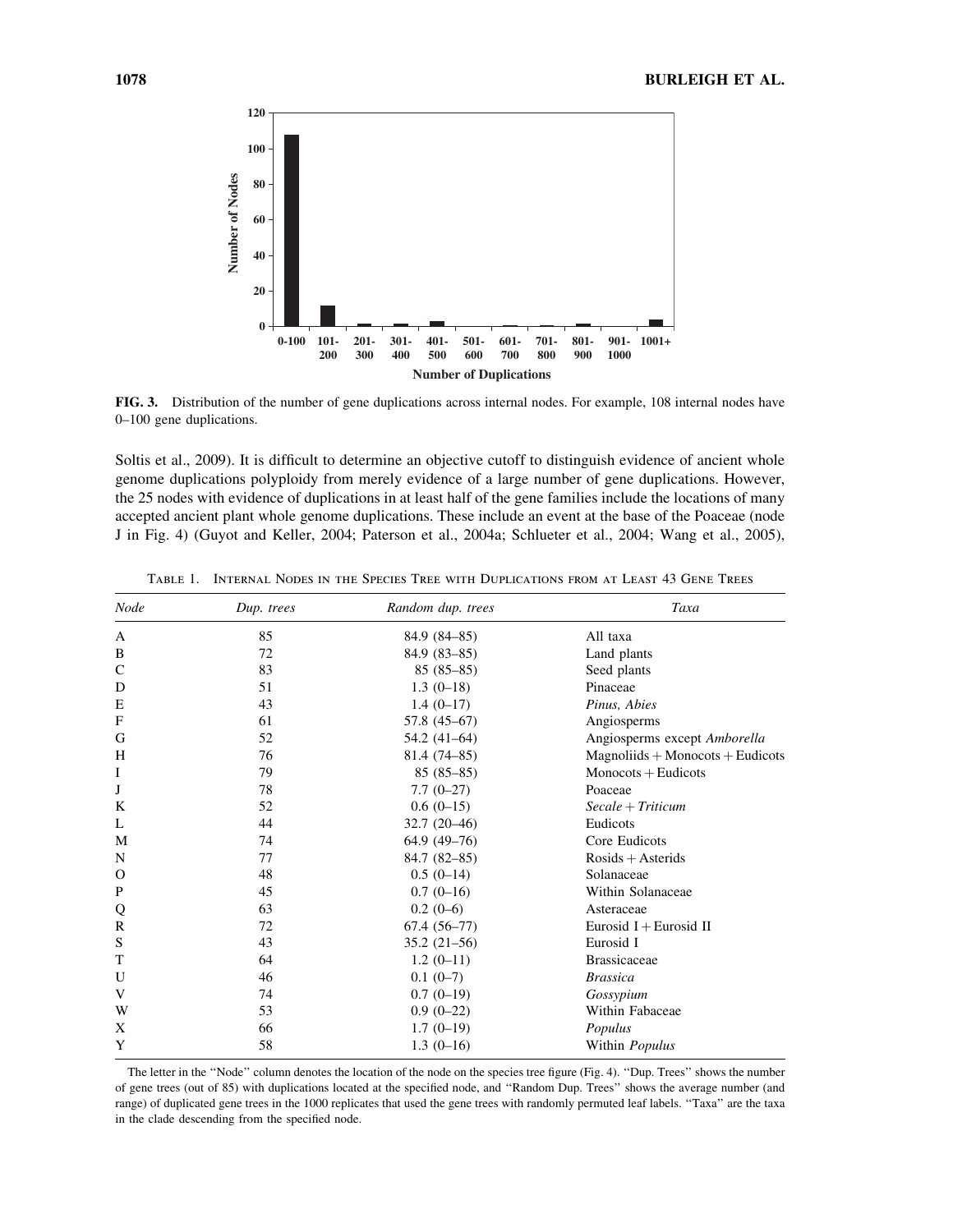**FIG. 3.** Distribution of the number of gene duplications across internal nodes. For example, 108 internal nodes have 0–100 gene duplications.

Soltis et al., 2009). It is difficult to determine an objective cutoff to distinguish evidence of ancient whole genome duplications polyploidy from merely evidence of a large number of gene duplications. However, the 25 nodes with evidence of duplications in at least half of the gene families include the locations of many accepted ancient plant whole genome duplications. These include an event at the base of the Poaceae (node J in Fig. 4) (Guyot and Keller, 2004; Paterson et al., 2004a; Schlueter et al., 2004; Wang et al., 2005),

TABLE 1. INTERNAL NODES IN THE SPECIES TREE WITH DUPLICATIONS FROM AT LEAST 43 GENE TREES

| *Node* | *Dup. trees* | *Random dup. trees* | *Taxa* |
|---|---|---|---|
| A | 85 | 84.9 (84–85) | All taxa |
| B | 72 | 84.9 (83–85) | Land plants |
| C | 83 | 85 (85–85) | Seed plants |
| D | 51 | 1.3 (0–18) | Pinaceae |
| E | 43 | 1.4 (0–17) | *Pinus, Abies* |
| F | 61 | 57.8 (45–67) | Angiosperms |
| G | 52 | 54.2 (41–64) | Angiosperms except *Amborella* |
| H | 76 | 81.4 (74–85) | Magnoliids + Monocots + Eudicots |
| I | 79 | 85 (85–85) | Monocots + Eudicots |
| J | 78 | 7.7 (0–27) | Poaceae |
| K | 52 | 0.6 (0–15) | *Secale + Triticum* |
| L | 44 | 32.7 (20–46) | Eudicots |
| M | 74 | 64.9 (49–76) | Core Eudicots |
| N | 77 | 84.7 (82–85) | Rosids + Asterids |
| O | 48 | 0.5 (0–14) | Solanaceae |
| P | 45 | 0.7 (0–16) | Within Solanaceae |
| Q | 63 | 0.2 (0–6) | Asteraceae |
| R | 72 | 67.4 (56–77) | Eurosid I + Eurosid II |
| S | 43 | 35.2 (21–56) | Eurosid I |
| T | 64 | 1.2 (0–11) | Brassicaceae |
| U | 46 | 0.1 (0–7) | *Brassica* |
| V | 74 | 0.7 (0–19) | *Gossypium* |
| W | 53 | 0.9 (0–22) | Within Fabaceae |
| X | 66 | 1.7 (0–19) | *Populus* |
| Y | 58 | 1.3 (0–16) | Within *Populus* |

The letter in the "Node" column denotes the location of the node on the species tree figure (Fig. 4). "Dup. Trees" shows the number of gene trees (out of 85) with duplications located at the specified node, and "Random Dup. Trees" shows the average number (and range) of duplicated gene trees in the 1000 replicates that used the gene trees with randomly permuted leaf labels. "Taxa" are the taxa in the clade descending from the specified node.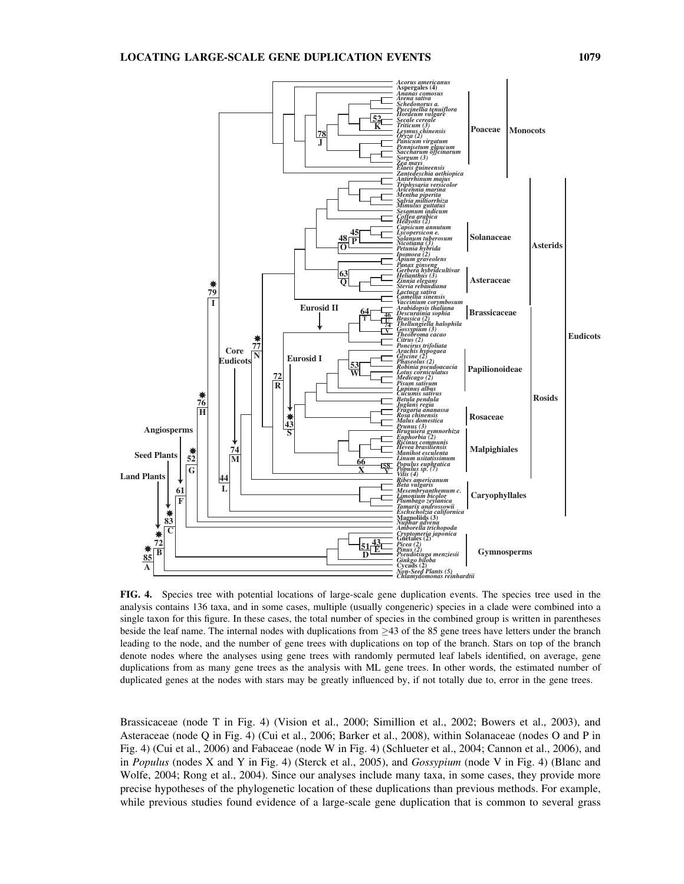**FIG. 4.** Species tree with potential locations of large-scale gene duplication events. The species tree used in the analysis contains 136 taxa, and in some cases, multiple (usually congeneric) species in a clade were combined into a single taxon for this figure. In these cases, the total number of species in the combined group is written in parentheses beside the leaf name. The internal nodes with duplications from ≥43 of the 85 gene trees have letters under the branch leading to the node, and the number of gene trees with duplications on top of the branch. Stars on top of the branch denote nodes where the analyses using gene trees with randomly permuted leaf labels identified, on average, gene duplications from as many gene trees as the analysis with ML gene trees. In other words, the estimated number of duplicated genes at the nodes with stars may be greatly influenced by, if not totally due to, error in the gene trees.

Brassicaceae (node T in Fig. 4) (Vision et al., 2000; Simillion et al., 2002; Bowers et al., 2003), and Asteraceae (node Q in Fig. 4) (Cui et al., 2006; Barker et al., 2008), within Solanaceae (nodes O and P in Fig. 4) (Cui et al., 2006) and Fabaceae (node W in Fig. 4) (Schlueter et al., 2004; Cannon et al., 2006), and in *Populus* (nodes X and Y in Fig. 4) (Sterck et al., 2005), and *Gossypium* (node V in Fig. 4) (Blanc and Wolfe, 2004; Rong et al., 2004). Since our analyses include many taxa, in some cases, they provide more precise hypotheses of the phylogenetic location of these duplications than previous methods. For example, while previous studies found evidence of a large-scale gene duplication that is common to several grass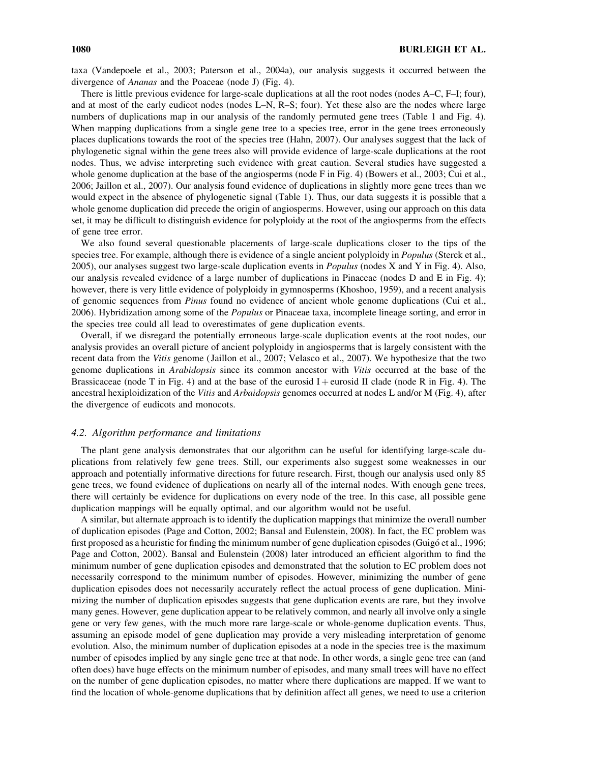taxa (Vandepoele et al., 2003; Paterson et al., 2004a), our analysis suggests it occurred between the divergence of *Ananas* and the Poaceae (node J) (Fig. 4).

There is little previous evidence for large-scale duplications at all the root nodes (nodes A–C, F–I; four), and at most of the early eudicot nodes (nodes L–N, R–S; four). Yet these also are the nodes where large numbers of duplications map in our analysis of the randomly permuted gene trees (Table 1 and Fig. 4). When mapping duplications from a single gene tree to a species tree, error in the gene trees erroneously places duplications towards the root of the species tree (Hahn, 2007). Our analyses suggest that the lack of phylogenetic signal within the gene trees also will provide evidence of large-scale duplications at the root nodes. Thus, we advise interpreting such evidence with great caution. Several studies have suggested a whole genome duplication at the base of the angiosperms (node F in Fig. 4) (Bowers et al., 2003; Cui et al., 2006; Jaillon et al., 2007). Our analysis found evidence of duplications in slightly more gene trees than we would expect in the absence of phylogenetic signal (Table 1). Thus, our data suggests it is possible that a whole genome duplication did precede the origin of angiosperms. However, using our approach on this data set, it may be difficult to distinguish evidence for polyploidy at the root of the angiosperms from the effects of gene tree error.

We also found several questionable placements of large-scale duplications closer to the tips of the species tree. For example, although there is evidence of a single ancient polyploidy in *Populus* (Sterck et al., 2005), our analyses suggest two large-scale duplication events in *Populus* (nodes X and Y in Fig. 4). Also, our analysis revealed evidence of a large number of duplications in Pinaceae (nodes D and E in Fig. 4); however, there is very little evidence of polyploidy in gymnosperms (Khoshoo, 1959), and a recent analysis of genomic sequences from *Pinus* found no evidence of ancient whole genome duplications (Cui et al., 2006). Hybridization among some of the *Populus* or Pinaceae taxa, incomplete lineage sorting, and error in the species tree could all lead to overestimates of gene duplication events.

Overall, if we disregard the potentially erroneous large-scale duplication events at the root nodes, our analysis provides an overall picture of ancient polyploidy in angiosperms that is largely consistent with the recent data from the *Vitis* genome (Jaillon et al., 2007; Velasco et al., 2007). We hypothesize that the two genome duplications in *Arabidopsis* since its common ancestor with *Vitis* occurred at the base of the Brassicaceae (node T in Fig. 4) and at the base of the eurosid I + eurosid II clade (node R in Fig. 4). The ancestral hexiploidization of the *Vitis* and *Arbaidopsis* genomes occurred at nodes L and/or M (Fig. 4), after the divergence of eudicots and monocots.

### 4.2. Algorithm performance and limitations

The plant gene analysis demonstrates that our algorithm can be useful for identifying large-scale duplications from relatively few gene trees. Still, our experiments also suggest some weaknesses in our approach and potentially informative directions for future research. First, though our analysis used only 85 gene trees, we found evidence of duplications on nearly all of the internal nodes. With enough gene trees, there will certainly be evidence for duplications on every node of the tree. In this case, all possible gene duplication mappings will be equally optimal, and our algorithm would not be useful.

A similar, but alternate approach is to identify the duplication mappings that minimize the overall number of duplication episodes (Page and Cotton, 2002; Bansal and Eulenstein, 2008). In fact, the EC problem was first proposed as a heuristic for finding the minimum number of gene duplication episodes (Guigó et al., 1996; Page and Cotton, 2002). Bansal and Eulenstein (2008) later introduced an efficient algorithm to find the minimum number of gene duplication episodes and demonstrated that the solution to EC problem does not necessarily correspond to the minimum number of episodes. However, minimizing the number of gene duplication episodes does not necessarily accurately reflect the actual process of gene duplication. Minimizing the number of duplication episodes suggests that gene duplication events are rare, but they involve many genes. However, gene duplication appear to be relatively common, and nearly all involve only a single gene or very few genes, with the much more rare large-scale or whole-genome duplication events. Thus, assuming an episode model of gene duplication may provide a very misleading interpretation of genome evolution. Also, the minimum number of duplication episodes at a node in the species tree is the maximum number of episodes implied by any single gene tree at that node. In other words, a single gene tree can (and often does) have huge effects on the minimum number of episodes, and many small trees will have no effect on the number of gene duplication episodes, no matter where there duplications are mapped. If we want to find the location of whole-genome duplications that by definition affect all genes, we need to use a criterion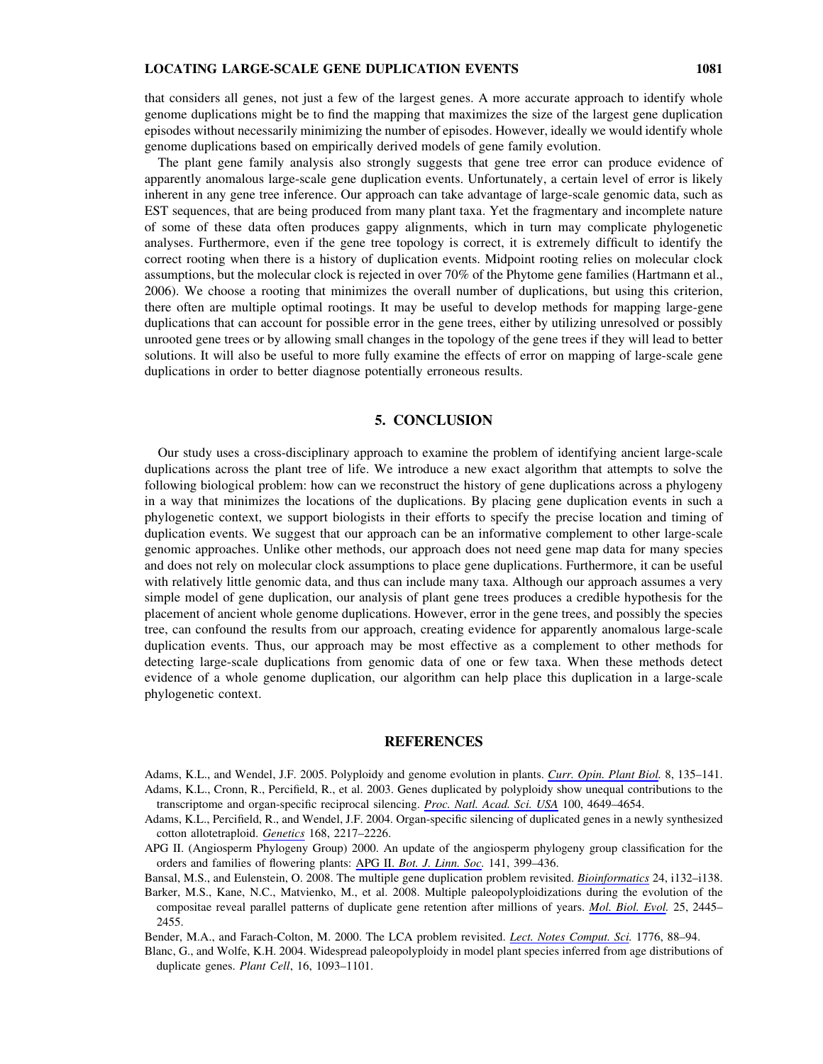that considers all genes, not just a few of the largest genes. A more accurate approach to identify whole genome duplications might be to find the mapping that maximizes the size of the largest gene duplication episodes without necessarily minimizing the number of episodes. However, ideally we would identify whole genome duplications based on empirically derived models of gene family evolution.

The plant gene family analysis also strongly suggests that gene tree error can produce evidence of apparently anomalous large-scale gene duplication events. Unfortunately, a certain level of error is likely inherent in any gene tree inference. Our approach can take advantage of large-scale genomic data, such as EST sequences, that are being produced from many plant taxa. Yet the fragmentary and incomplete nature of some of these data often produces gappy alignments, which in turn may complicate phylogenetic analyses. Furthermore, even if the gene tree topology is correct, it is extremely difficult to identify the correct rooting when there is a history of duplication events. Midpoint rooting relies on molecular clock assumptions, but the molecular clock is rejected in over 70% of the Phytome gene families (Hartmann et al., 2006). We choose a rooting that minimizes the overall number of duplications, but using this criterion, there often are multiple optimal rootings. It may be useful to develop methods for mapping large-gene duplications that can account for possible error in the gene trees, either by utilizing unresolved or possibly unrooted gene trees or by allowing small changes in the topology of the gene trees if they will lead to better solutions. It will also be useful to more fully examine the effects of error on mapping of large-scale gene duplications in order to better diagnose potentially erroneous results.

## 5. CONCLUSION

Our study uses a cross-disciplinary approach to examine the problem of identifying ancient large-scale duplications across the plant tree of life. We introduce a new exact algorithm that attempts to solve the following biological problem: how can we reconstruct the history of gene duplications across a phylogeny in a way that minimizes the locations of the duplications. By placing gene duplication events in such a phylogenetic context, we support biologists in their efforts to specify the precise location and timing of duplication events. We suggest that our approach can be an informative complement to other large-scale genomic approaches. Unlike other methods, our approach does not need gene map data for many species and does not rely on molecular clock assumptions to place gene duplications. Furthermore, it can be useful with relatively little genomic data, and thus can include many taxa. Although our approach assumes a very simple model of gene duplication, our analysis of plant gene trees produces a credible hypothesis for the placement of ancient whole genome duplications. However, error in the gene trees, and possibly the species tree, can confound the results from our approach, creating evidence for apparently anomalous large-scale duplication events. Thus, our approach may be most effective as a complement to other methods for detecting large-scale duplications from genomic data of one or few taxa. When these methods detect evidence of a whole genome duplication, our algorithm can help place this duplication in a large-scale phylogenetic context.

## REFERENCES

Adams, K.L., and Wendel, J.F. 2005. Polyploidy and genome evolution in plants. *Curr. Opin. Plant Biol.* 8, 135–141.

Adams, K.L., Cronn, R., Percifield, R., et al. 2003. Genes duplicated by polyploidy show unequal contributions to the transcriptome and organ-specific reciprocal silencing. *Proc. Natl. Acad. Sci. USA* 100, 4649–4654.

Adams, K.L., Percifield, R., and Wendel, J.F. 2004. Organ-specific silencing of duplicated genes in a newly synthesized cotton allotetraploid. *Genetics* 168, 2217–2226.

APG II. (Angiosperm Phylogeny Group) 2000. An update of the angiosperm phylogeny group classification for the orders and families of flowering plants: APG II. *Bot. J. Linn. Soc.* 141, 399–436.

Bansal, M.S., and Eulenstein, O. 2008. The multiple gene duplication problem revisited. *Bioinformatics* 24, i132–i138.

Barker, M.S., Kane, N.C., Matvienko, M., et al. 2008. Multiple paleopolyploidizations during the evolution of the compositae reveal parallel patterns of duplicate gene retention after millions of years. *Mol. Biol. Evol.* 25, 2445–2455.

Bender, M.A., and Farach-Colton, M. 2000. The LCA problem revisited. *Lect. Notes Comput. Sci.* 1776, 88–94.

Blanc, G., and Wolfe, K.H. 2004. Widespread paleopolyploidy in model plant species inferred from age distributions of duplicate genes. *Plant Cell*, 16, 1093–1101.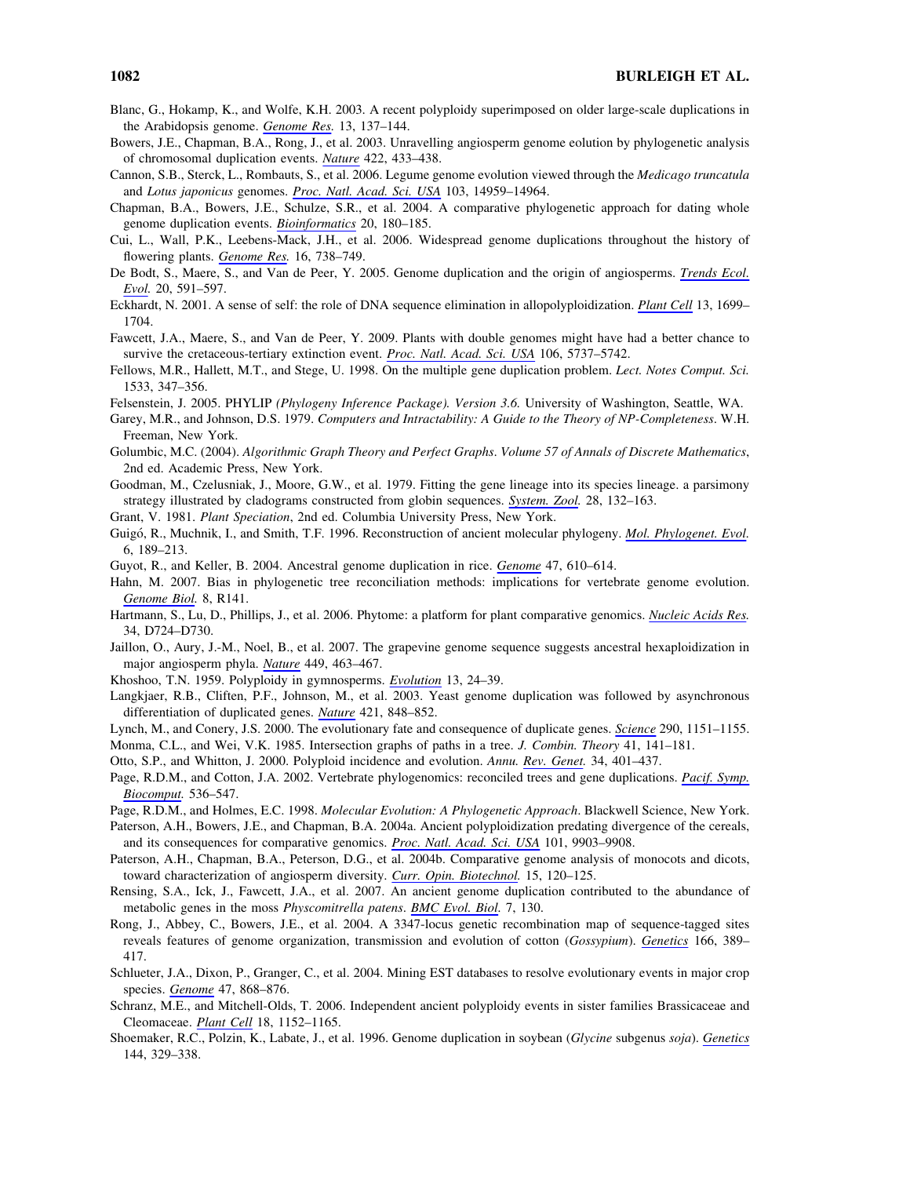Blanc, G., Hokamp, K., and Wolfe, K.H. 2003. A recent polyploidy superimposed on older large-scale duplications in the Arabidopsis genome. *Genome Res.* 13, 137–144.

Bowers, J.E., Chapman, B.A., Rong, J., et al. 2003. Unravelling angiosperm genome eolution by phylogenetic analysis of chromosomal duplication events. *Nature* 422, 433–438.

Cannon, S.B., Sterck, L., Rombauts, S., et al. 2006. Legume genome evolution viewed through the *Medicago truncatula* and *Lotus japonicus* genomes. *Proc. Natl. Acad. Sci. USA* 103, 14959–14964.

Chapman, B.A., Bowers, J.E., Schulze, S.R., et al. 2004. A comparative phylogenetic approach for dating whole genome duplication events. *Bioinformatics* 20, 180–185.

Cui, L., Wall, P.K., Leebens-Mack, J.H., et al. 2006. Widespread genome duplications throughout the history of flowering plants. *Genome Res.* 16, 738–749.

De Bodt, S., Maere, S., and Van de Peer, Y. 2005. Genome duplication and the origin of angiosperms. *Trends Ecol. Evol.* 20, 591–597.

Eckhardt, N. 2001. A sense of self: the role of DNA sequence elimination in allopolyploidization. *Plant Cell* 13, 1699–1704.

Fawcett, J.A., Maere, S., and Van de Peer, Y. 2009. Plants with double genomes might have had a better chance to survive the cretaceous-tertiary extinction event. *Proc. Natl. Acad. Sci. USA* 106, 5737–5742.

Fellows, M.R., Hallett, M.T., and Stege, U. 1998. On the multiple gene duplication problem. *Lect. Notes Comput. Sci.* 1533, 347–356.

Felsenstein, J. 2005. PHYLIP *(Phylogeny Inference Package). Version 3.6.* University of Washington, Seattle, WA.

Garey, M.R., and Johnson, D.S. 1979. *Computers and Intractability: A Guide to the Theory of NP-Completeness*. W.H. Freeman, New York.

Golumbic, M.C. (2004). *Algorithmic Graph Theory and Perfect Graphs. Volume 57 of Annals of Discrete Mathematics*, 2nd ed. Academic Press, New York.

Goodman, M., Czelusniak, J., Moore, G.W., et al. 1979. Fitting the gene lineage into its species lineage. a parsimony strategy illustrated by cladograms constructed from globin sequences. *System. Zool.* 28, 132–163.

Grant, V. 1981. *Plant Speciation*, 2nd ed. Columbia University Press, New York.

Guigó, R., Muchnik, I., and Smith, T.F. 1996. Reconstruction of ancient molecular phylogeny. *Mol. Phylogenet. Evol.* 6, 189–213.

Guyot, R., and Keller, B. 2004. Ancestral genome duplication in rice. *Genome* 47, 610–614.

Hahn, M. 2007. Bias in phylogenetic tree reconciliation methods: implications for vertebrate genome evolution. *Genome Biol.* 8, R141.

Hartmann, S., Lu, D., Phillips, J., et al. 2006. Phytome: a platform for plant comparative genomics. *Nucleic Acids Res.* 34, D724–D730.

Jaillon, O., Aury, J.-M., Noel, B., et al. 2007. The grapevine genome sequence suggests ancestral hexaploidization in major angiosperm phyla. *Nature* 449, 463–467.

Khoshoo, T.N. 1959. Polyploidy in gymnosperms. *Evolution* 13, 24–39.

Langkjaer, R.B., Cliften, P.F., Johnson, M., et al. 2003. Yeast genome duplication was followed by asynchronous differentiation of duplicated genes. *Nature* 421, 848–852.

Lynch, M., and Conery, J.S. 2000. The evolutionary fate and consequence of duplicate genes. *Science* 290, 1151–1155.

Monma, C.L., and Wei, V.K. 1985. Intersection graphs of paths in a tree. *J. Combin. Theory* 41, 141–181.

Otto, S.P., and Whitton, J. 2000. Polyploid incidence and evolution. *Annu. Rev. Genet.* 34, 401–437.

Page, R.D.M., and Cotton, J.A. 2002. Vertebrate phylogenomics: reconciled trees and gene duplications. *Pacif. Symp. Biocomput.* 536–547.

Page, R.D.M., and Holmes, E.C. 1998. *Molecular Evolution: A Phylogenetic Approach*. Blackwell Science, New York.

Paterson, A.H., Bowers, J.E., and Chapman, B.A. 2004a. Ancient polyploidization predating divergence of the cereals, and its consequences for comparative genomics. *Proc. Natl. Acad. Sci. USA* 101, 9903–9908.

Paterson, A.H., Chapman, B.A., Peterson, D.G., et al. 2004b. Comparative genome analysis of monocots and dicots, toward characterization of angiosperm diversity. *Curr. Opin. Biotechnol.* 15, 120–125.

Rensing, S.A., Ick, J., Fawcett, J.A., et al. 2007. An ancient genome duplication contributed to the abundance of metabolic genes in the moss *Physcomitrella patens*. *BMC Evol. Biol.* 7, 130.

Rong, J., Abbey, C., Bowers, J.E., et al. 2004. A 3347-locus genetic recombination map of sequence-tagged sites reveals features of genome organization, transmission and evolution of cotton (*Gossypium*). *Genetics* 166, 389–417.

Schlueter, J.A., Dixon, P., Granger, C., et al. 2004. Mining EST databases to resolve evolutionary events in major crop species. *Genome* 47, 868–876.

Schranz, M.E., and Mitchell-Olds, T. 2006. Independent ancient polyploidy events in sister families Brassicaceae and Cleomaceae. *Plant Cell* 18, 1152–1165.

Shoemaker, R.C., Polzin, K., Labate, J., et al. 1996. Genome duplication in soybean (*Glycine* subgenus *soja*). *Genetics* 144, 329–338.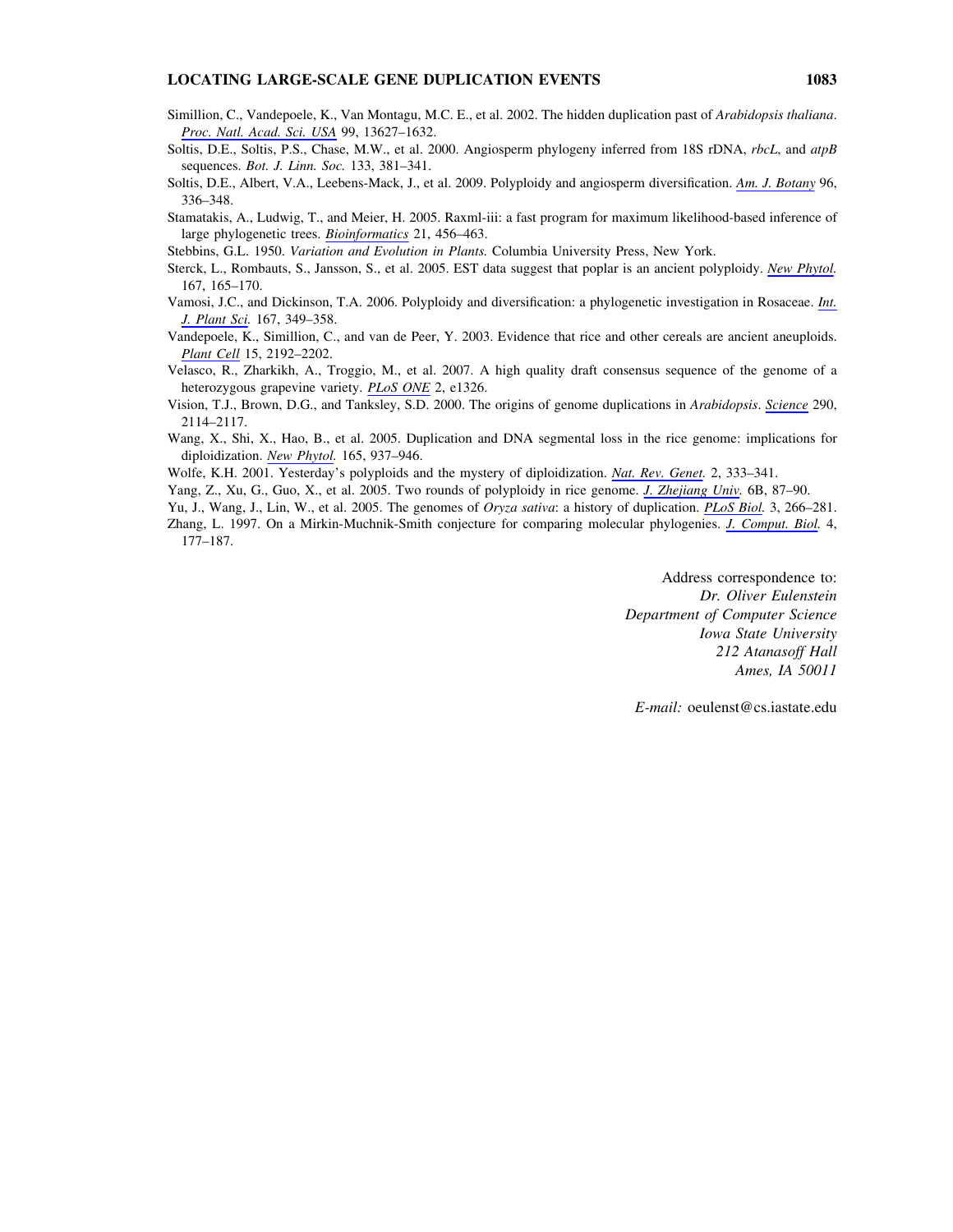Simillion, C., Vandepoele, K., Van Montagu, M.C. E., et al. 2002. The hidden duplication past of *Arabidopsis thaliana*. *Proc. Natl. Acad. Sci. USA* 99, 13627–1632.

Soltis, D.E., Soltis, P.S., Chase, M.W., et al. 2000. Angiosperm phylogeny inferred from 18S rDNA, *rbcL*, and *atpB* sequences. *Bot. J. Linn. Soc.* 133, 381–341.

Soltis, D.E., Albert, V.A., Leebens-Mack, J., et al. 2009. Polyploidy and angiosperm diversification. *Am. J. Botany* 96, 336–348.

Stamatakis, A., Ludwig, T., and Meier, H. 2005. Raxml-iii: a fast program for maximum likelihood-based inference of large phylogenetic trees. *Bioinformatics* 21, 456–463.

Stebbins, G.L. 1950. *Variation and Evolution in Plants.* Columbia University Press, New York.

Sterck, L., Rombauts, S., Jansson, S., et al. 2005. EST data suggest that poplar is an ancient polyploidy. *New Phytol.* 167, 165–170.

Vamosi, J.C., and Dickinson, T.A. 2006. Polyploidy and diversification: a phylogenetic investigation in Rosaceae. *Int. J. Plant Sci.* 167, 349–358.

Vandepoele, K., Simillion, C., and van de Peer, Y. 2003. Evidence that rice and other cereals are ancient aneuploids. *Plant Cell* 15, 2192–2202.

Velasco, R., Zharkikh, A., Troggio, M., et al. 2007. A high quality draft consensus sequence of the genome of a heterozygous grapevine variety. *PLoS ONE* 2, e1326.

Vision, T.J., Brown, D.G., and Tanksley, S.D. 2000. The origins of genome duplications in *Arabidopsis*. *Science* 290, 2114–2117.

Wang, X., Shi, X., Hao, B., et al. 2005. Duplication and DNA segmental loss in the rice genome: implications for diploidization. *New Phytol.* 165, 937–946.

Wolfe, K.H. 2001. Yesterday's polyploids and the mystery of diploidization. *Nat. Rev. Genet.* 2, 333–341.

Yang, Z., Xu, G., Guo, X., et al. 2005. Two rounds of polyploidy in rice genome. *J. Zhejiang Univ.* 6B, 87–90.

Yu, J., Wang, J., Lin, W., et al. 2005. The genomes of *Oryza sativa*: a history of duplication. *PLoS Biol.* 3, 266–281.

Zhang, L. 1997. On a Mirkin-Muchnik-Smith conjecture for comparing molecular phylogenies. *J. Comput. Biol.* 4, 177–187.

Address correspondence to:
*Dr. Oliver Eulenstein*
*Department of Computer Science*
*Iowa State University*
*212 Atanasoff Hall*
*Ames, IA 50011*

*E-mail:* oeulenst@cs.iastate.edu